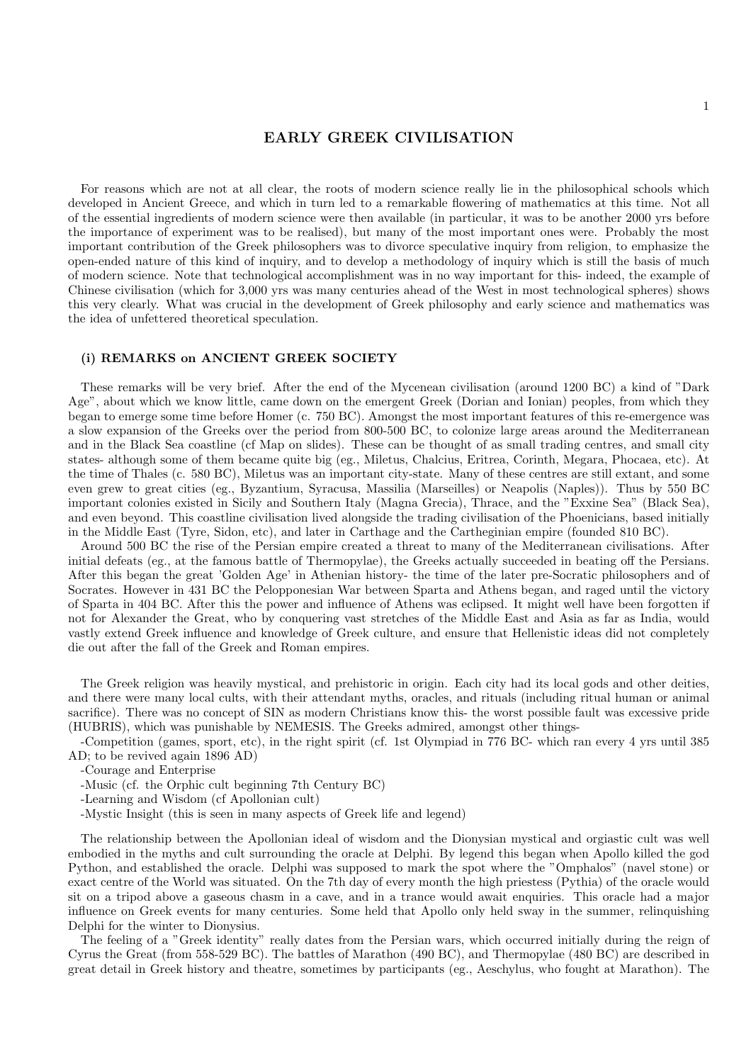# EARLY GREEK CIVILISATION

For reasons which are not at all clear, the roots of modern science really lie in the philosophical schools which developed in Ancient Greece, and which in turn led to a remarkable flowering of mathematics at this time. Not all of the essential ingredients of modern science were then available (in particular, it was to be another 2000 yrs before the importance of experiment was to be realised), but many of the most important ones were. Probably the most important contribution of the Greek philosophers was to divorce speculative inquiry from religion, to emphasize the open-ended nature of this kind of inquiry, and to develop a methodology of inquiry which is still the basis of much of modern science. Note that technological accomplishment was in no way important for this- indeed, the example of Chinese civilisation (which for 3,000 yrs was many centuries ahead of the West in most technological spheres) shows this very clearly. What was crucial in the development of Greek philosophy and early science and mathematics was the idea of unfettered theoretical speculation.

### (i) REMARKS on ANCIENT GREEK SOCIETY

These remarks will be very brief. After the end of the Mycenean civilisation (around 1200 BC) a kind of "Dark Age", about which we know little, came down on the emergent Greek (Dorian and Ionian) peoples, from which they began to emerge some time before Homer (c. 750 BC). Amongst the most important features of this re-emergence was a slow expansion of the Greeks over the period from 800-500 BC, to colonize large areas around the Mediterranean and in the Black Sea coastline (cf Map on slides). These can be thought of as small trading centres, and small city states- although some of them became quite big (eg., Miletus, Chalcius, Eritrea, Corinth, Megara, Phocaea, etc). At the time of Thales (c. 580 BC), Miletus was an important city-state. Many of these centres are still extant, and some even grew to great cities (eg., Byzantium, Syracusa, Massilia (Marseilles) or Neapolis (Naples)). Thus by 550 BC important colonies existed in Sicily and Southern Italy (Magna Grecia), Thrace, and the "Exxine Sea" (Black Sea), and even beyond. This coastline civilisation lived alongside the trading civilisation of the Phoenicians, based initially in the Middle East (Tyre, Sidon, etc), and later in Carthage and the Cartheginian empire (founded 810 BC).

Around 500 BC the rise of the Persian empire created a threat to many of the Mediterranean civilisations. After initial defeats (eg., at the famous battle of Thermopylae), the Greeks actually succeeded in beating off the Persians. After this began the great 'Golden Age' in Athenian history- the time of the later pre-Socratic philosophers and of Socrates. However in 431 BC the Pelopponesian War between Sparta and Athens began, and raged until the victory of Sparta in 404 BC. After this the power and influence of Athens was eclipsed. It might well have been forgotten if not for Alexander the Great, who by conquering vast stretches of the Middle East and Asia as far as India, would vastly extend Greek influence and knowledge of Greek culture, and ensure that Hellenistic ideas did not completely die out after the fall of the Greek and Roman empires.

The Greek religion was heavily mystical, and prehistoric in origin. Each city had its local gods and other deities, and there were many local cults, with their attendant myths, oracles, and rituals (including ritual human or animal sacrifice). There was no concept of SIN as modern Christians know this- the worst possible fault was excessive pride (HUBRIS), which was punishable by NEMESIS. The Greeks admired, amongst other things-

-Competition (games, sport, etc), in the right spirit (cf. 1st Olympiad in 776 BC- which ran every 4 yrs until 385 AD; to be revived again 1896 AD)

-Courage and Enterprise

-Music (cf. the Orphic cult beginning 7th Century BC)

-Learning and Wisdom (cf Apollonian cult)

-Mystic Insight (this is seen in many aspects of Greek life and legend)

The relationship between the Apollonian ideal of wisdom and the Dionysian mystical and orgiastic cult was well embodied in the myths and cult surrounding the oracle at Delphi. By legend this began when Apollo killed the god Python, and established the oracle. Delphi was supposed to mark the spot where the "Omphalos" (navel stone) or exact centre of the World was situated. On the 7th day of every month the high priestess (Pythia) of the oracle would sit on a tripod above a gaseous chasm in a cave, and in a trance would await enquiries. This oracle had a major influence on Greek events for many centuries. Some held that Apollo only held sway in the summer, relinquishing Delphi for the winter to Dionysius.

The feeling of a "Greek identity" really dates from the Persian wars, which occurred initially during the reign of Cyrus the Great (from 558-529 BC). The battles of Marathon (490 BC), and Thermopylae (480 BC) are described in great detail in Greek history and theatre, sometimes by participants (eg., Aeschylus, who fought at Marathon). The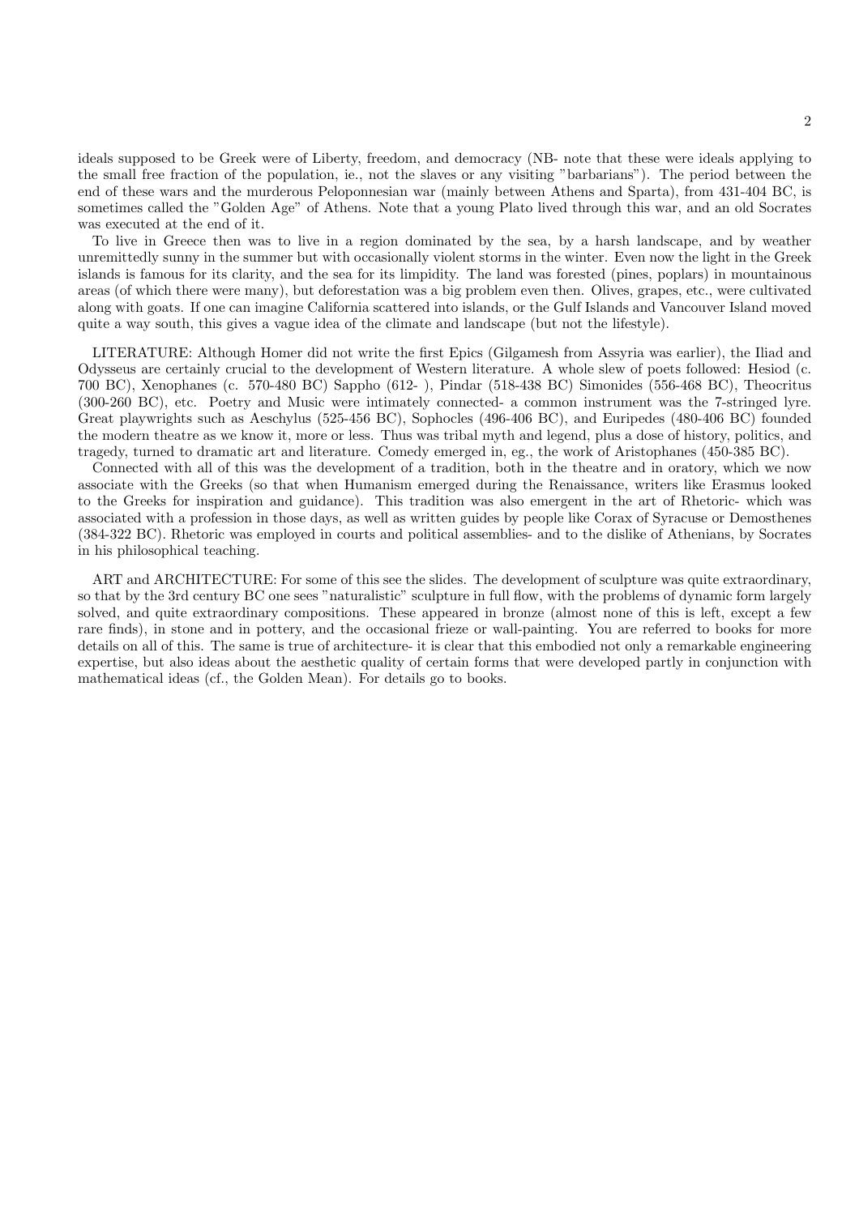ideals supposed to be Greek were of Liberty, freedom, and democracy (NB- note that these were ideals applying to the small free fraction of the population, ie., not the slaves or any visiting "barbarians"). The period between the end of these wars and the murderous Peloponnesian war (mainly between Athens and Sparta), from 431-404 BC, is sometimes called the "Golden Age" of Athens. Note that a young Plato lived through this war, and an old Socrates was executed at the end of it.

To live in Greece then was to live in a region dominated by the sea, by a harsh landscape, and by weather unremittedly sunny in the summer but with occasionally violent storms in the winter. Even now the light in the Greek islands is famous for its clarity, and the sea for its limpidity. The land was forested (pines, poplars) in mountainous areas (of which there were many), but deforestation was a big problem even then. Olives, grapes, etc., were cultivated along with goats. If one can imagine California scattered into islands, or the Gulf Islands and Vancouver Island moved quite a way south, this gives a vague idea of the climate and landscape (but not the lifestyle).

LITERATURE: Although Homer did not write the first Epics (Gilgamesh from Assyria was earlier), the Iliad and Odysseus are certainly crucial to the development of Western literature. A whole slew of poets followed: Hesiod (c. 700 BC), Xenophanes (c. 570-480 BC) Sappho (612- ), Pindar (518-438 BC) Simonides (556-468 BC), Theocritus (300-260 BC), etc. Poetry and Music were intimately connected- a common instrument was the 7-stringed lyre. Great playwrights such as Aeschylus (525-456 BC), Sophocles (496-406 BC), and Euripedes (480-406 BC) founded the modern theatre as we know it, more or less. Thus was tribal myth and legend, plus a dose of history, politics, and tragedy, turned to dramatic art and literature. Comedy emerged in, eg., the work of Aristophanes (450-385 BC).

Connected with all of this was the development of a tradition, both in the theatre and in oratory, which we now associate with the Greeks (so that when Humanism emerged during the Renaissance, writers like Erasmus looked to the Greeks for inspiration and guidance). This tradition was also emergent in the art of Rhetoric- which was associated with a profession in those days, as well as written guides by people like Corax of Syracuse or Demosthenes (384-322 BC). Rhetoric was employed in courts and political assemblies- and to the dislike of Athenians, by Socrates in his philosophical teaching.

ART and ARCHITECTURE: For some of this see the slides. The development of sculpture was quite extraordinary, so that by the 3rd century BC one sees "naturalistic" sculpture in full flow, with the problems of dynamic form largely solved, and quite extraordinary compositions. These appeared in bronze (almost none of this is left, except a few rare finds), in stone and in pottery, and the occasional frieze or wall-painting. You are referred to books for more details on all of this. The same is true of architecture- it is clear that this embodied not only a remarkable engineering expertise, but also ideas about the aesthetic quality of certain forms that were developed partly in conjunction with mathematical ideas (cf., the Golden Mean). For details go to books.